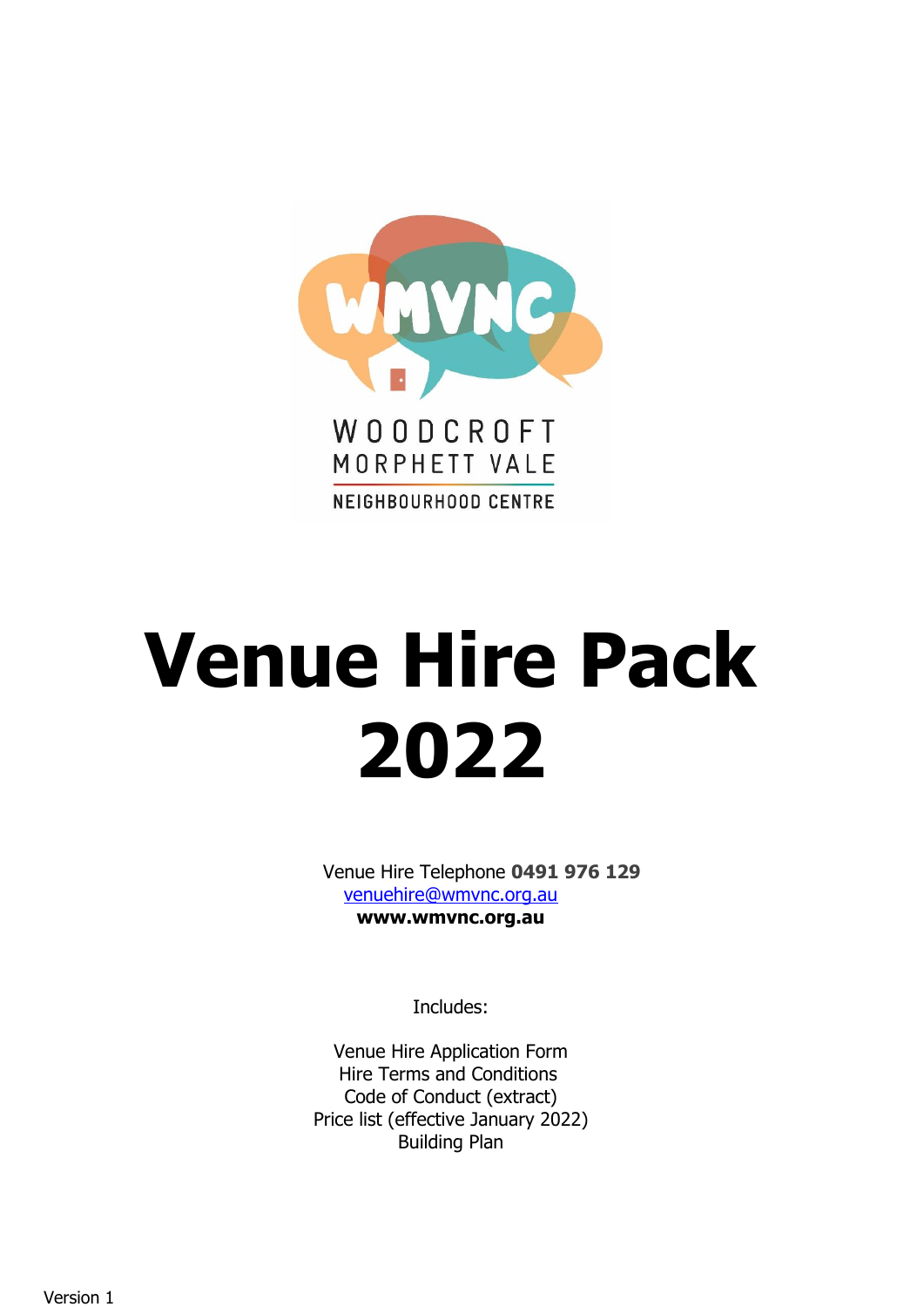WMVNC

WOODCROFT MORPHETT VALE

NEIGHBOURHOOD CENTRE

# Venue Hire Pack 2022

Venue Hire Telephone **0491 976 129**
venuehire@wmvnc.org.au
**www.wmvnc.org.au**

Includes:

Venue Hire Application Form
Hire Terms and Conditions
Code of Conduct (extract)
Price list (effective January 2022)
Building Plan

Version 1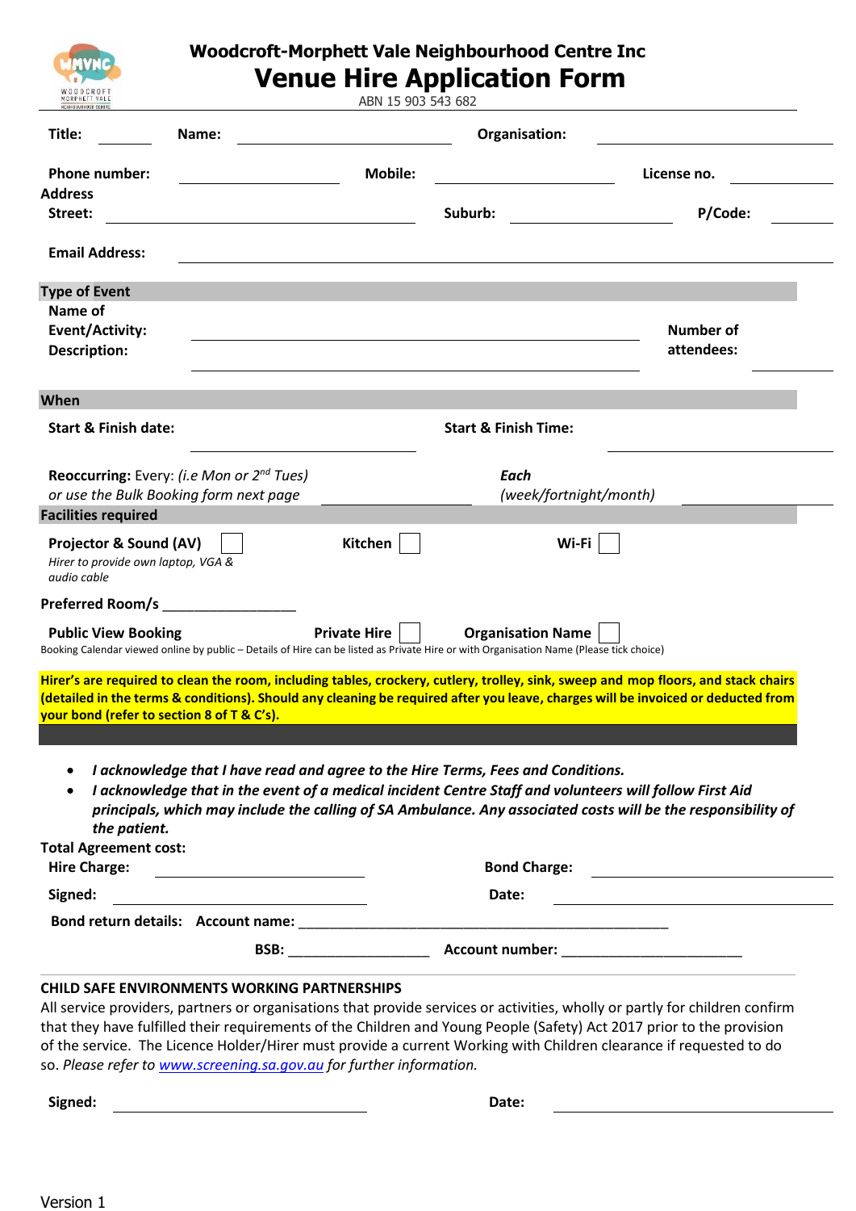# Woodcroft-Morphett Vale Neighbourhood Centre Inc

## Venue Hire Application Form

ABN 15 903 543 682

**Title:** ________ **Name:** ______________________ **Organisation:** ______________________

**Phone number:** ______________ **Mobile:** ______________ **License no.** ________

**Address**

**Street:** ______________________ **Suburb:** ______________ **P/Code:** ________

**Email Address:** ______________________________________________

### Type of Event

**Name of Event/Activity:** ______________________________ **Number of attendees:** ________

**Description:** ______________________________

### When

**Start & Finish date:** ______________ **Start & Finish Time:** ______________

**Reoccurring:** Every: *(i.e Mon or 2nd Tues)* ________ ***Each*** *(week/fortnight/month)* ________

*or use the Bulk Booking form next page*

### Facilities required

**Projector & Sound (AV)** ☐ **Kitchen** ☐ **Wi-Fi** ☐

*Hirer to provide own laptop, VGA & audio cable*

**Preferred Room/s** _________________

**Public View Booking** **Private Hire** ☐ **Organisation Name** ☐

Booking Calendar viewed online by public – Details of Hire can be listed as Private Hire or with Organisation Name (Please tick choice)

**Hirer's are required to clean the room, including tables, crockery, cutlery, trolley, sink, sweep and mop floors, and stack chairs (detailed in the terms & conditions). Should any cleaning be required after you leave, charges will be invoiced or deducted from your bond (refer to section 8 of T & C's).**

- ***I acknowledge that I have read and agree to the Hire Terms, Fees and Conditions.***
- ***I acknowledge that in the event of a medical incident Centre Staff and volunteers will follow First Aid principals, which may include the calling of SA Ambulance. Any associated costs will be the responsibility of the patient.***

**Total Agreement cost:**

**Hire Charge:** ______________ **Bond Charge:** ______________

**Signed:** ______________ **Date:** ______________

**Bond return details: Account name:** ______________________________

**BSB:** __________________ **Account number:** ______________________

### CHILD SAFE ENVIRONMENTS WORKING PARTNERSHIPS

All service providers, partners or organisations that provide services or activities, wholly or partly for children confirm that they have fulfilled their requirements of the Children and Young People (Safety) Act 2017 prior to the provision of the service. The Licence Holder/Hirer must provide a current Working with Children clearance if requested to do so. *Please refer to www.screening.sa.gov.au for further information.*

**Signed:** ______________ **Date:** ______________

Version 1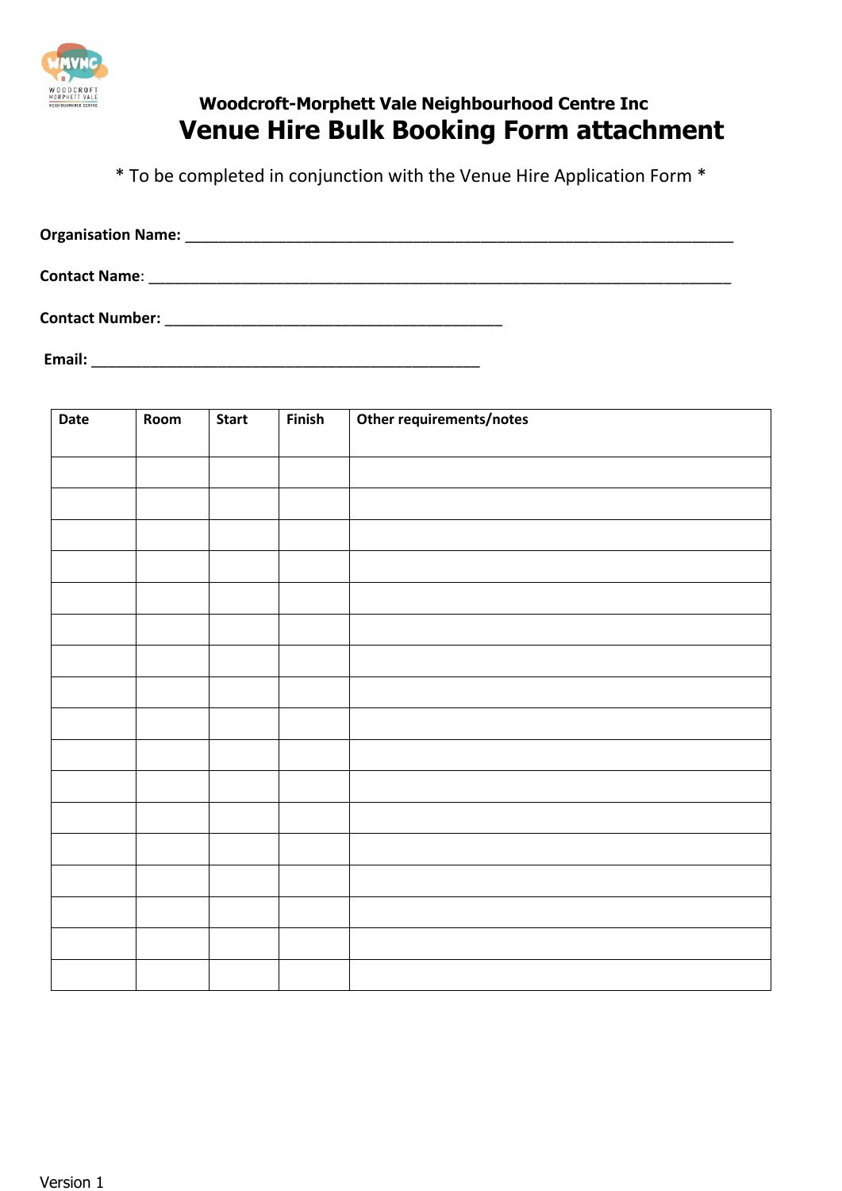Woodcroft-Morphett Vale Neighbourhood Centre Inc

# Venue Hire Bulk Booking Form attachment

\* To be completed in conjunction with the Venue Hire Application Form \*

**Organisation Name:** ______________________________________________________________

**Contact Name**: ____________________________________________________________________

**Contact Number:** ________________________________________

**Email:** ______________________________________________

| Date | Room | Start | Finish | Other requirements/notes |
|---|---|---|---|---|
| | | | | |
| | | | | |
| | | | | |
| | | | | |
| | | | | |
| | | | | |
| | | | | |
| | | | | |
| | | | | |
| | | | | |
| | | | | |
| | | | | |
| | | | | |
| | | | | |
| | | | | |
| | | | | |
| | | | | |

Version 1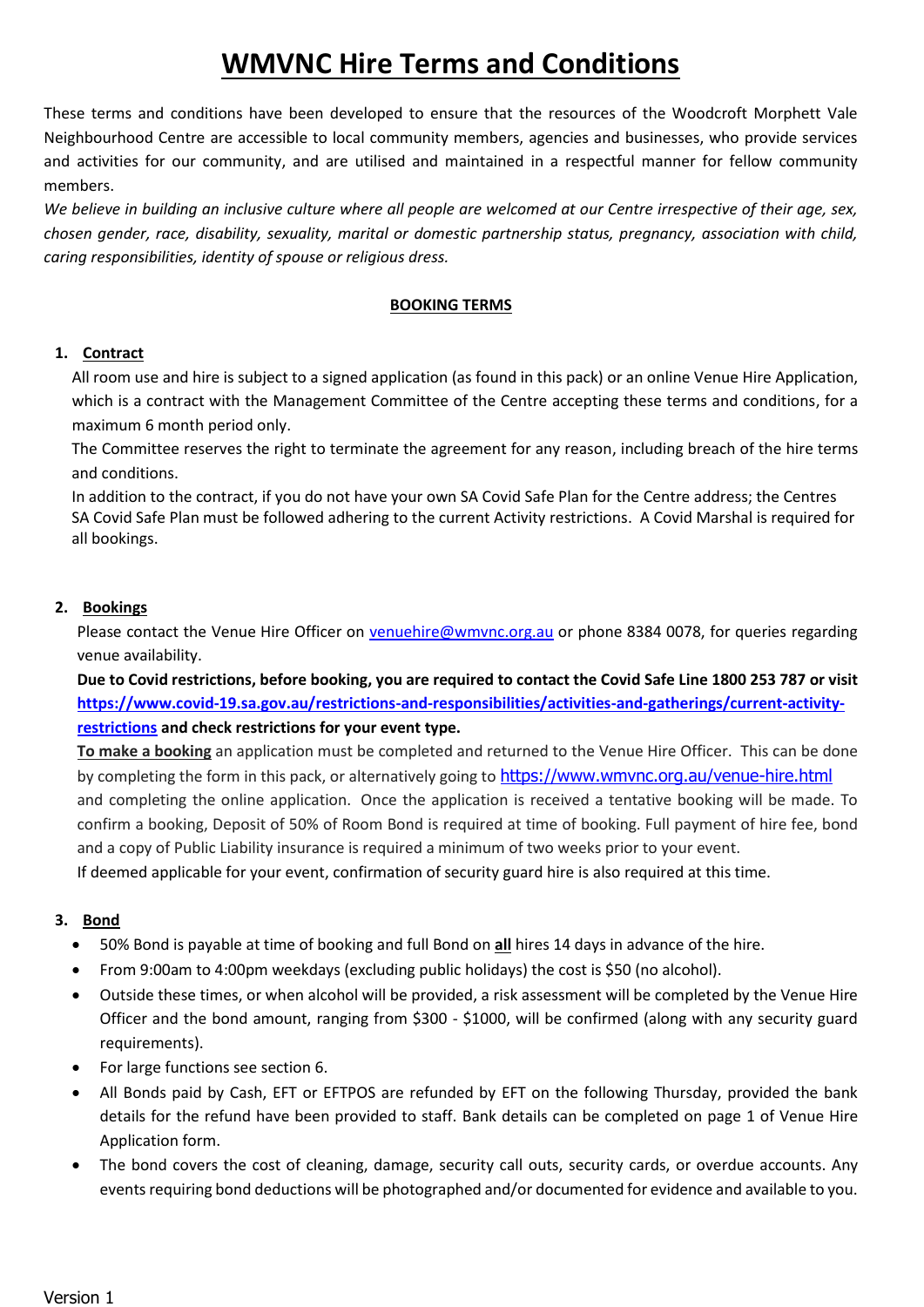# WMVNC Hire Terms and Conditions

These terms and conditions have been developed to ensure that the resources of the Woodcroft Morphett Vale Neighbourhood Centre are accessible to local community members, agencies and businesses, who provide services and activities for our community, and are utilised and maintained in a respectful manner for fellow community members.

*We believe in building an inclusive culture where all people are welcomed at our Centre irrespective of their age, sex, chosen gender, race, disability, sexuality, marital or domestic partnership status, pregnancy, association with child, caring responsibilities, identity of spouse or religious dress.*

## BOOKING TERMS

### 1. Contract

All room use and hire is subject to a signed application (as found in this pack) or an online Venue Hire Application, which is a contract with the Management Committee of the Centre accepting these terms and conditions, for a maximum 6 month period only.

The Committee reserves the right to terminate the agreement for any reason, including breach of the hire terms and conditions.

In addition to the contract, if you do not have your own SA Covid Safe Plan for the Centre address; the Centres SA Covid Safe Plan must be followed adhering to the current Activity restrictions. A Covid Marshal is required for all bookings.

### 2. Bookings

Please contact the Venue Hire Officer on venuehire@wmvnc.org.au or phone 8384 0078, for queries regarding venue availability.

**Due to Covid restrictions, before booking, you are required to contact the Covid Safe Line 1800 253 787 or visit https://www.covid-19.sa.gov.au/restrictions-and-responsibilities/activities-and-gatherings/current-activity-restrictions and check restrictions for your event type.**

**To make a booking** an application must be completed and returned to the Venue Hire Officer. This can be done by completing the form in this pack, or alternatively going to https://www.wmvnc.org.au/venue-hire.html and completing the online application. Once the application is received a tentative booking will be made. To confirm a booking, Deposit of 50% of Room Bond is required at time of booking. Full payment of hire fee, bond and a copy of Public Liability insurance is required a minimum of two weeks prior to your event.

If deemed applicable for your event, confirmation of security guard hire is also required at this time.

### 3. Bond

- 50% Bond is payable at time of booking and full Bond on **all** hires 14 days in advance of the hire.
- From 9:00am to 4:00pm weekdays (excluding public holidays) the cost is $50 (no alcohol).
- Outside these times, or when alcohol will be provided, a risk assessment will be completed by the Venue Hire Officer and the bond amount, ranging from $300 - $1000, will be confirmed (along with any security guard requirements).
- For large functions see section 6.
- All Bonds paid by Cash, EFT or EFTPOS are refunded by EFT on the following Thursday, provided the bank details for the refund have been provided to staff. Bank details can be completed on page 1 of Venue Hire Application form.
- The bond covers the cost of cleaning, damage, security call outs, security cards, or overdue accounts. Any events requiring bond deductions will be photographed and/or documented for evidence and available to you.

Version 1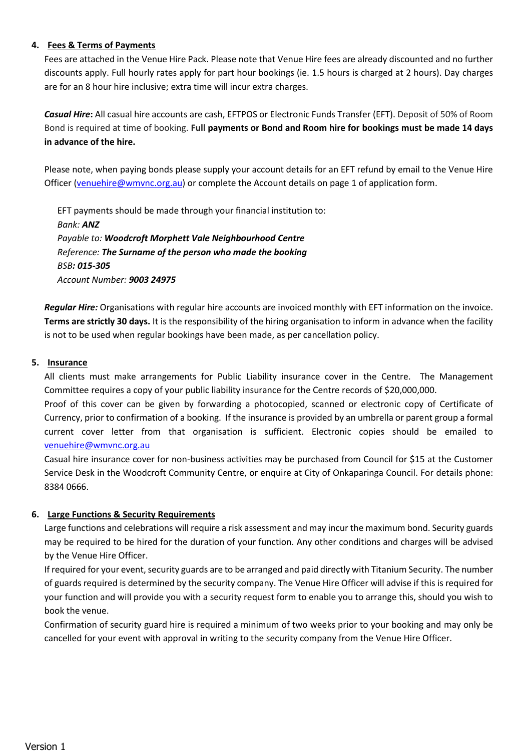## 4. Fees & Terms of Payments

Fees are attached in the Venue Hire Pack. Please note that Venue Hire fees are already discounted and no further discounts apply. Full hourly rates apply for part hour bookings (ie. 1.5 hours is charged at 2 hours). Day charges are for an 8 hour hire inclusive; extra time will incur extra charges.

***Casual Hire*:** All casual hire accounts are cash, EFTPOS or Electronic Funds Transfer (EFT). Deposit of 50% of Room Bond is required at time of booking. **Full payments or Bond and Room hire for bookings must be made 14 days in advance of the hire.**

Please note, when paying bonds please supply your account details for an EFT refund by email to the Venue Hire Officer (venuehire@wmvnc.org.au) or complete the Account details on page 1 of application form.

> EFT payments should be made through your financial institution to:
> *Bank:* ***ANZ***
> *Payable to:* ***Woodcroft Morphett Vale Neighbourhood Centre***
> *Reference:* ***The Surname of the person who made the booking***
> *BSB:* ***015-305***
> *Account Number:* ***9003 24975***

***Regular Hire:*** Organisations with regular hire accounts are invoiced monthly with EFT information on the invoice. **Terms are strictly 30 days.** It is the responsibility of the hiring organisation to inform in advance when the facility is not to be used when regular bookings have been made, as per cancellation policy.

## 5. Insurance

All clients must make arrangements for Public Liability insurance cover in the Centre. The Management Committee requires a copy of your public liability insurance for the Centre records of $20,000,000.

Proof of this cover can be given by forwarding a photocopied, scanned or electronic copy of Certificate of Currency, prior to confirmation of a booking. If the insurance is provided by an umbrella or parent group a formal current cover letter from that organisation is sufficient. Electronic copies should be emailed to venuehire@wmvnc.org.au

Casual hire insurance cover for non-business activities may be purchased from Council for $15 at the Customer Service Desk in the Woodcroft Community Centre, or enquire at City of Onkaparinga Council. For details phone: 8384 0666.

## 6. Large Functions & Security Requirements

Large functions and celebrations will require a risk assessment and may incur the maximum bond. Security guards may be required to be hired for the duration of your function. Any other conditions and charges will be advised by the Venue Hire Officer.

If required for your event, security guards are to be arranged and paid directly with Titanium Security. The number of guards required is determined by the security company. The Venue Hire Officer will advise if this is required for your function and will provide you with a security request form to enable you to arrange this, should you wish to book the venue.

Confirmation of security guard hire is required a minimum of two weeks prior to your booking and may only be cancelled for your event with approval in writing to the security company from the Venue Hire Officer.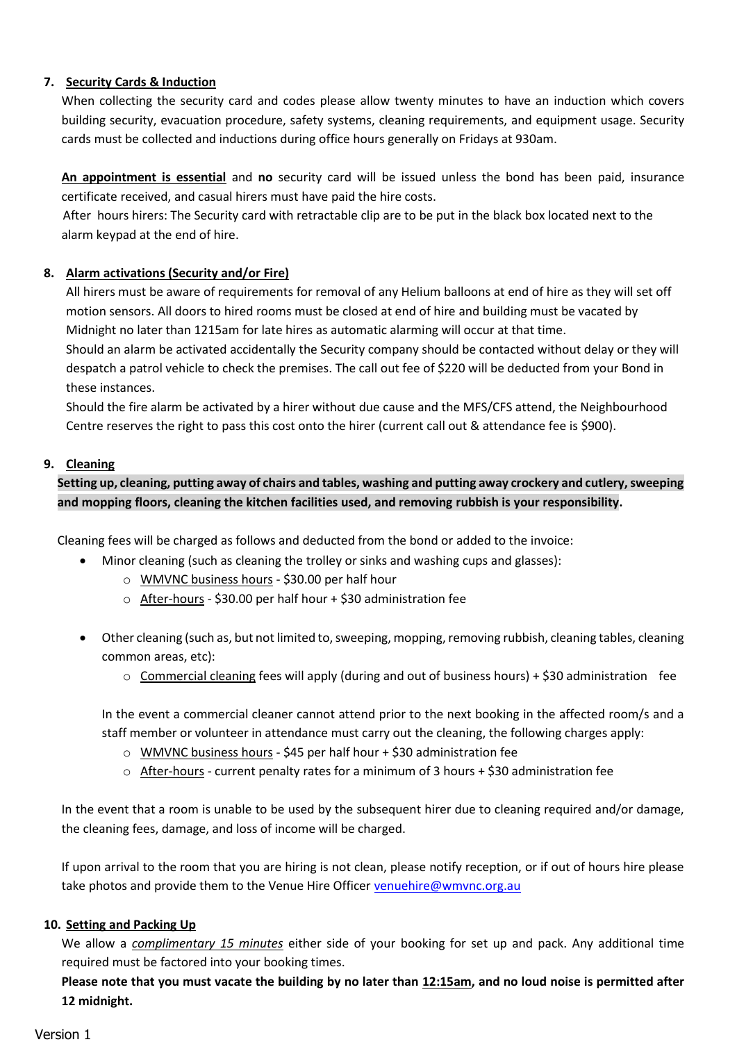7. **Security Cards & Induction**

When collecting the security card and codes please allow twenty minutes to have an induction which covers building security, evacuation procedure, safety systems, cleaning requirements, and equipment usage. Security cards must be collected and inductions during office hours generally on Fridays at 930am.

**An appointment is essential** and **no** security card will be issued unless the bond has been paid, insurance certificate received, and casual hirers must have paid the hire costs.
After hours hirers: The Security card with retractable clip are to be put in the black box located next to the alarm keypad at the end of hire.

8. **Alarm activations (Security and/or Fire)**

All hirers must be aware of requirements for removal of any Helium balloons at end of hire as they will set off motion sensors. All doors to hired rooms must be closed at end of hire and building must be vacated by Midnight no later than 1215am for late hires as automatic alarming will occur at that time.
Should an alarm be activated accidentally the Security company should be contacted without delay or they will despatch a patrol vehicle to check the premises. The call out fee of $220 will be deducted from your Bond in these instances.
Should the fire alarm be activated by a hirer without due cause and the MFS/CFS attend, the Neighbourhood Centre reserves the right to pass this cost onto the hirer (current call out & attendance fee is $900).

9. **Cleaning**

**Setting up, cleaning, putting away of chairs and tables, washing and putting away crockery and cutlery, sweeping and mopping floors, cleaning the kitchen facilities used, and removing rubbish is your responsibility.**

Cleaning fees will be charged as follows and deducted from the bond or added to the invoice:

- Minor cleaning (such as cleaning the trolley or sinks and washing cups and glasses):
  - WMVNC business hours - $30.00 per half hour
  - After-hours - $30.00 per half hour + $30 administration fee
- Other cleaning (such as, but not limited to, sweeping, mopping, removing rubbish, cleaning tables, cleaning common areas, etc):
  - Commercial cleaning fees will apply (during and out of business hours) + $30 administration fee

  In the event a commercial cleaner cannot attend prior to the next booking in the affected room/s and a staff member or volunteer in attendance must carry out the cleaning, the following charges apply:
  - WMVNC business hours - $45 per half hour + $30 administration fee
  - After-hours - current penalty rates for a minimum of 3 hours + $30 administration fee

In the event that a room is unable to be used by the subsequent hirer due to cleaning required and/or damage, the cleaning fees, damage, and loss of income will be charged.

If upon arrival to the room that you are hiring is not clean, please notify reception, or if out of hours hire please take photos and provide them to the Venue Hire Officer venuehire@wmvnc.org.au

10. **Setting and Packing Up**

We allow a *complimentary 15 minutes* either side of your booking for set up and pack. Any additional time required must be factored into your booking times.
**Please note that you must vacate the building by no later than 12:15am, and no loud noise is permitted after 12 midnight.**

Version 1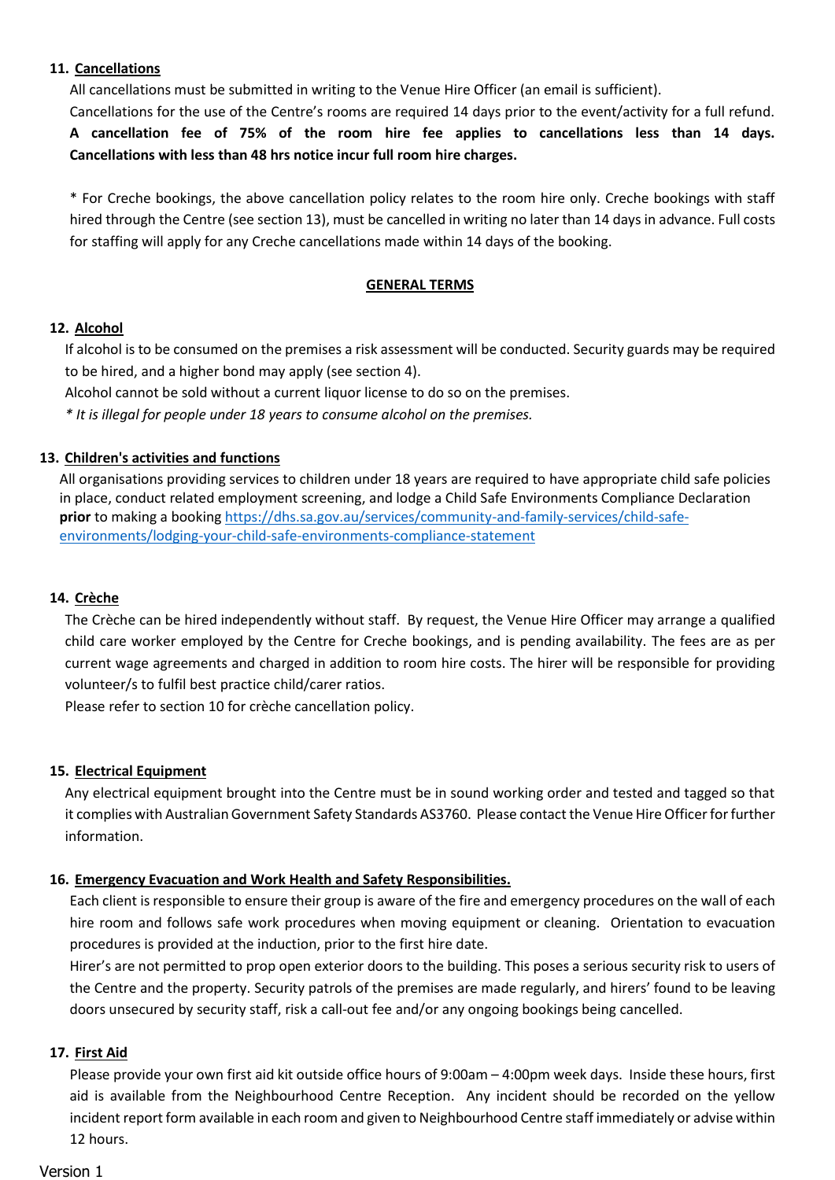**11. Cancellations**

All cancellations must be submitted in writing to the Venue Hire Officer (an email is sufficient).

Cancellations for the use of the Centre's rooms are required 14 days prior to the event/activity for a full refund. **A cancellation fee of 75% of the room hire fee applies to cancellations less than 14 days. Cancellations with less than 48 hrs notice incur full room hire charges.**

* For Creche bookings, the above cancellation policy relates to the room hire only. Creche bookings with staff hired through the Centre (see section 13), must be cancelled in writing no later than 14 days in advance. Full costs for staffing will apply for any Creche cancellations made within 14 days of the booking.

## GENERAL TERMS

**12. Alcohol**

If alcohol is to be consumed on the premises a risk assessment will be conducted. Security guards may be required to be hired, and a higher bond may apply (see section 4).

Alcohol cannot be sold without a current liquor license to do so on the premises.

*\* It is illegal for people under 18 years to consume alcohol on the premises.*

**13. Children's activities and functions**

All organisations providing services to children under 18 years are required to have appropriate child safe policies in place, conduct related employment screening, and lodge a Child Safe Environments Compliance Declaration **prior** to making a booking https://dhs.sa.gov.au/services/community-and-family-services/child-safe-environments/lodging-your-child-safe-environments-compliance-statement

**14. Crèche**

The Crèche can be hired independently without staff. By request, the Venue Hire Officer may arrange a qualified child care worker employed by the Centre for Creche bookings, and is pending availability. The fees are as per current wage agreements and charged in addition to room hire costs. The hirer will be responsible for providing volunteer/s to fulfil best practice child/carer ratios.

Please refer to section 10 for crèche cancellation policy.

**15. Electrical Equipment**

Any electrical equipment brought into the Centre must be in sound working order and tested and tagged so that it complies with Australian Government Safety Standards AS3760. Please contact the Venue Hire Officer for further information.

**16. Emergency Evacuation and Work Health and Safety Responsibilities.**

Each client is responsible to ensure their group is aware of the fire and emergency procedures on the wall of each hire room and follows safe work procedures when moving equipment or cleaning. Orientation to evacuation procedures is provided at the induction, prior to the first hire date.

Hirer's are not permitted to prop open exterior doors to the building. This poses a serious security risk to users of the Centre and the property. Security patrols of the premises are made regularly, and hirers' found to be leaving doors unsecured by security staff, risk a call-out fee and/or any ongoing bookings being cancelled.

**17. First Aid**

Please provide your own first aid kit outside office hours of 9:00am – 4:00pm week days. Inside these hours, first aid is available from the Neighbourhood Centre Reception. Any incident should be recorded on the yellow incident report form available in each room and given to Neighbourhood Centre staff immediately or advise within 12 hours.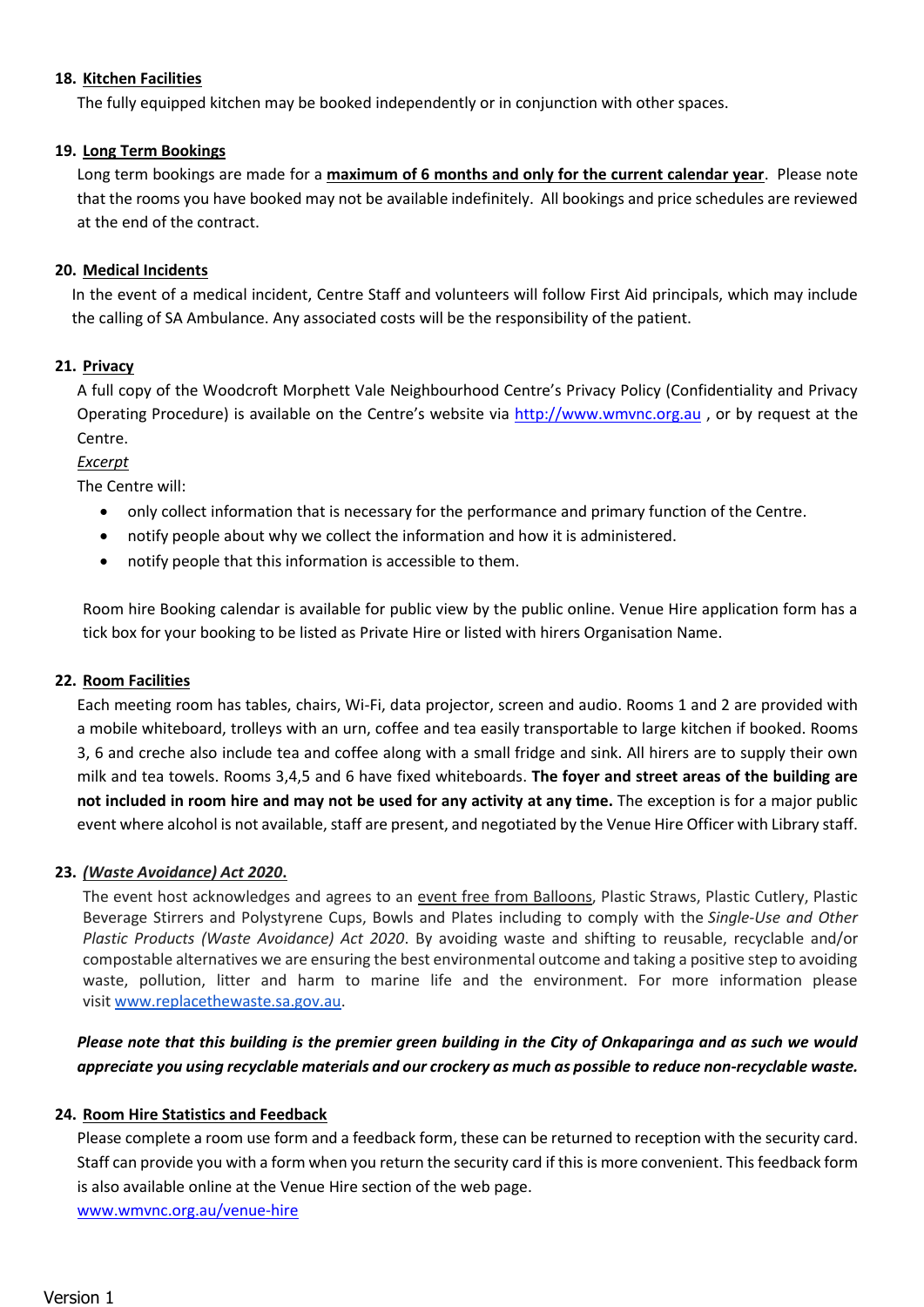18. **Kitchen Facilities**

The fully equipped kitchen may be booked independently or in conjunction with other spaces.

19. **Long Term Bookings**

Long term bookings are made for a **maximum of 6 months and only for the current calendar year**. Please note that the rooms you have booked may not be available indefinitely. All bookings and price schedules are reviewed at the end of the contract.

20. **Medical Incidents**

In the event of a medical incident, Centre Staff and volunteers will follow First Aid principals, which may include the calling of SA Ambulance. Any associated costs will be the responsibility of the patient.

21. **Privacy**

A full copy of the Woodcroft Morphett Vale Neighbourhood Centre's Privacy Policy (Confidentiality and Privacy Operating Procedure) is available on the Centre's website via http://www.wmvnc.org.au , or by request at the Centre.

*Excerpt*

The Centre will:

- only collect information that is necessary for the performance and primary function of the Centre.
- notify people about why we collect the information and how it is administered.
- notify people that this information is accessible to them.

Room hire Booking calendar is available for public view by the public online. Venue Hire application form has a tick box for your booking to be listed as Private Hire or listed with hirers Organisation Name.

22. **Room Facilities**

Each meeting room has tables, chairs, Wi-Fi, data projector, screen and audio. Rooms 1 and 2 are provided with a mobile whiteboard, trolleys with an urn, coffee and tea easily transportable to large kitchen if booked. Rooms 3, 6 and creche also include tea and coffee along with a small fridge and sink. All hirers are to supply their own milk and tea towels. Rooms 3,4,5 and 6 have fixed whiteboards. **The foyer and street areas of the building are not included in room hire and may not be used for any activity at any time.** The exception is for a major public event where alcohol is not available, staff are present, and negotiated by the Venue Hire Officer with Library staff.

23. ***(Waste Avoidance) Act 2020.***

The event host acknowledges and agrees to an event free from Balloons, Plastic Straws, Plastic Cutlery, Plastic Beverage Stirrers and Polystyrene Cups, Bowls and Plates including to comply with the *Single-Use and Other Plastic Products (Waste Avoidance) Act 2020*. By avoiding waste and shifting to reusable, recyclable and/or compostable alternatives we are ensuring the best environmental outcome and taking a positive step to avoiding waste, pollution, litter and harm to marine life and the environment. For more information please visit www.replacethewaste.sa.gov.au.

***Please note that this building is the premier green building in the City of Onkaparinga and as such we would appreciate you using recyclable materials and our crockery as much as possible to reduce non-recyclable waste.***

24. **Room Hire Statistics and Feedback**

Please complete a room use form and a feedback form, these can be returned to reception with the security card. Staff can provide you with a form when you return the security card if this is more convenient. This feedback form is also available online at the Venue Hire section of the web page.

www.wmvnc.org.au/venue-hire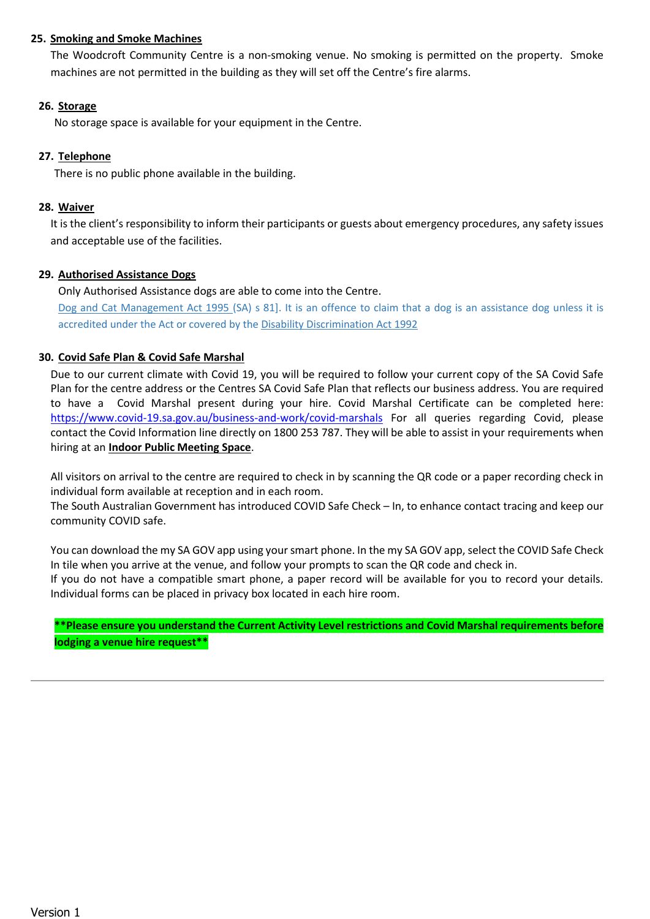25. **Smoking and Smoke Machines**

    The Woodcroft Community Centre is a non-smoking venue. No smoking is permitted on the property. Smoke machines are not permitted in the building as they will set off the Centre's fire alarms.

26. **Storage**

    No storage space is available for your equipment in the Centre.

27. **Telephone**

    There is no public phone available in the building.

28. **Waiver**

    It is the client's responsibility to inform their participants or guests about emergency procedures, any safety issues and acceptable use of the facilities.

29. **Authorised Assistance Dogs**

    Only Authorised Assistance dogs are able to come into the Centre.
    Dog and Cat Management Act 1995 (SA) s 81]. It is an offence to claim that a dog is an assistance dog unless it is accredited under the Act or covered by the Disability Discrimination Act 1992

30. **Covid Safe Plan & Covid Safe Marshal**

    Due to our current climate with Covid 19, you will be required to follow your current copy of the SA Covid Safe Plan for the centre address or the Centres SA Covid Safe Plan that reflects our business address. You are required to have a Covid Marshal present during your hire. Covid Marshal Certificate can be completed here: https://www.covid-19.sa.gov.au/business-and-work/covid-marshals For all queries regarding Covid, please contact the Covid Information line directly on 1800 253 787. They will be able to assist in your requirements when hiring at an **Indoor Public Meeting Space**.

    All visitors on arrival to the centre are required to check in by scanning the QR code or a paper recording check in individual form available at reception and in each room.
    The South Australian Government has introduced COVID Safe Check – In, to enhance contact tracing and keep our community COVID safe.

    You can download the my SA GOV app using your smart phone. In the my SA GOV app, select the COVID Safe Check In tile when you arrive at the venue, and follow your prompts to scan the QR code and check in.
    If you do not have a compatible smart phone, a paper record will be available for you to record your details. Individual forms can be placed in privacy box located in each hire room.

    **\*\*Please ensure you understand the Current Activity Level restrictions and Covid Marshal requirements before lodging a venue hire request\*\***

---

Version 1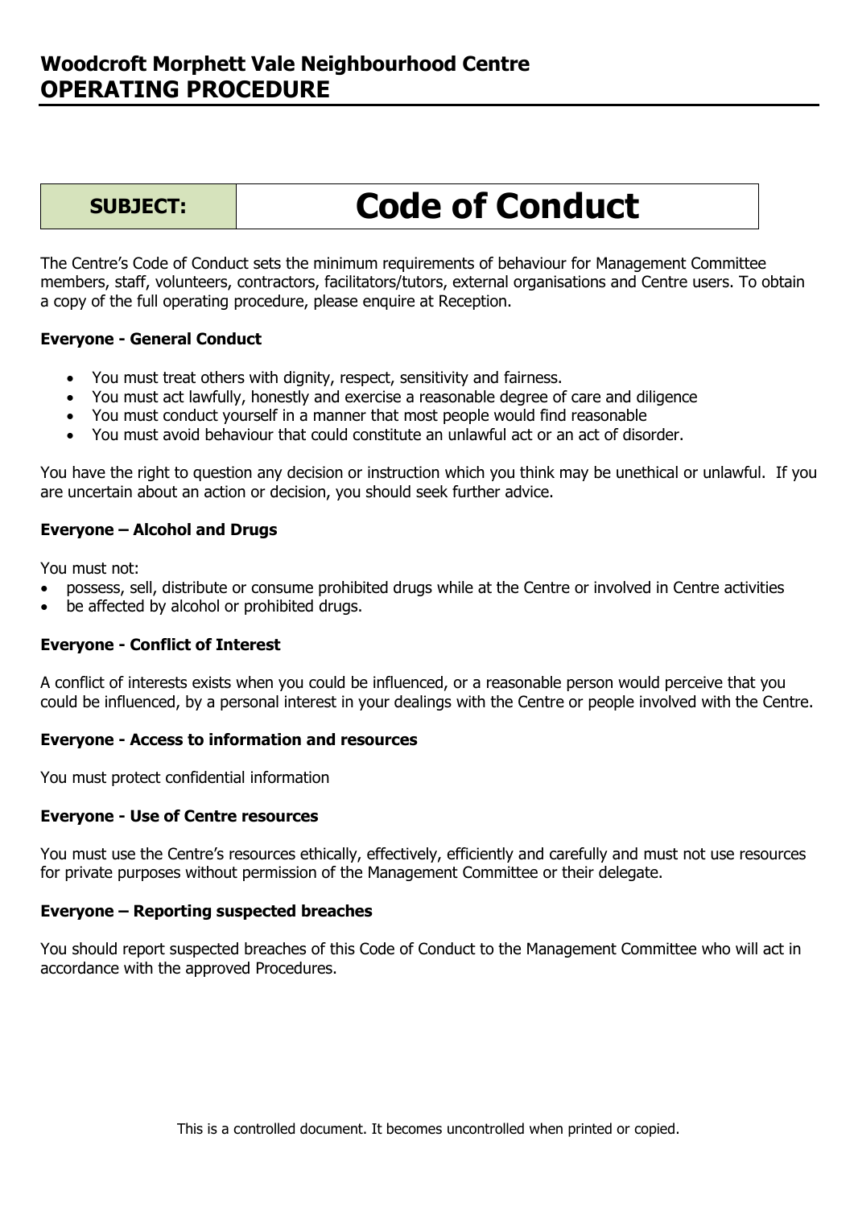# Woodcroft Morphett Vale Neighbourhood Centre
# OPERATING PROCEDURE

| SUBJECT: | Code of Conduct |
|---|---|

The Centre's Code of Conduct sets the minimum requirements of behaviour for Management Committee members, staff, volunteers, contractors, facilitators/tutors, external organisations and Centre users. To obtain a copy of the full operating procedure, please enquire at Reception.

**Everyone - General Conduct**

- You must treat others with dignity, respect, sensitivity and fairness.
- You must act lawfully, honestly and exercise a reasonable degree of care and diligence
- You must conduct yourself in a manner that most people would find reasonable
- You must avoid behaviour that could constitute an unlawful act or an act of disorder.

You have the right to question any decision or instruction which you think may be unethical or unlawful. If you are uncertain about an action or decision, you should seek further advice.

**Everyone – Alcohol and Drugs**

You must not:

- possess, sell, distribute or consume prohibited drugs while at the Centre or involved in Centre activities
- be affected by alcohol or prohibited drugs.

**Everyone - Conflict of Interest**

A conflict of interests exists when you could be influenced, or a reasonable person would perceive that you could be influenced, by a personal interest in your dealings with the Centre or people involved with the Centre.

**Everyone - Access to information and resources**

You must protect confidential information

**Everyone - Use of Centre resources**

You must use the Centre's resources ethically, effectively, efficiently and carefully and must not use resources for private purposes without permission of the Management Committee or their delegate.

**Everyone – Reporting suspected breaches**

You should report suspected breaches of this Code of Conduct to the Management Committee who will act in accordance with the approved Procedures.

This is a controlled document. It becomes uncontrolled when printed or copied.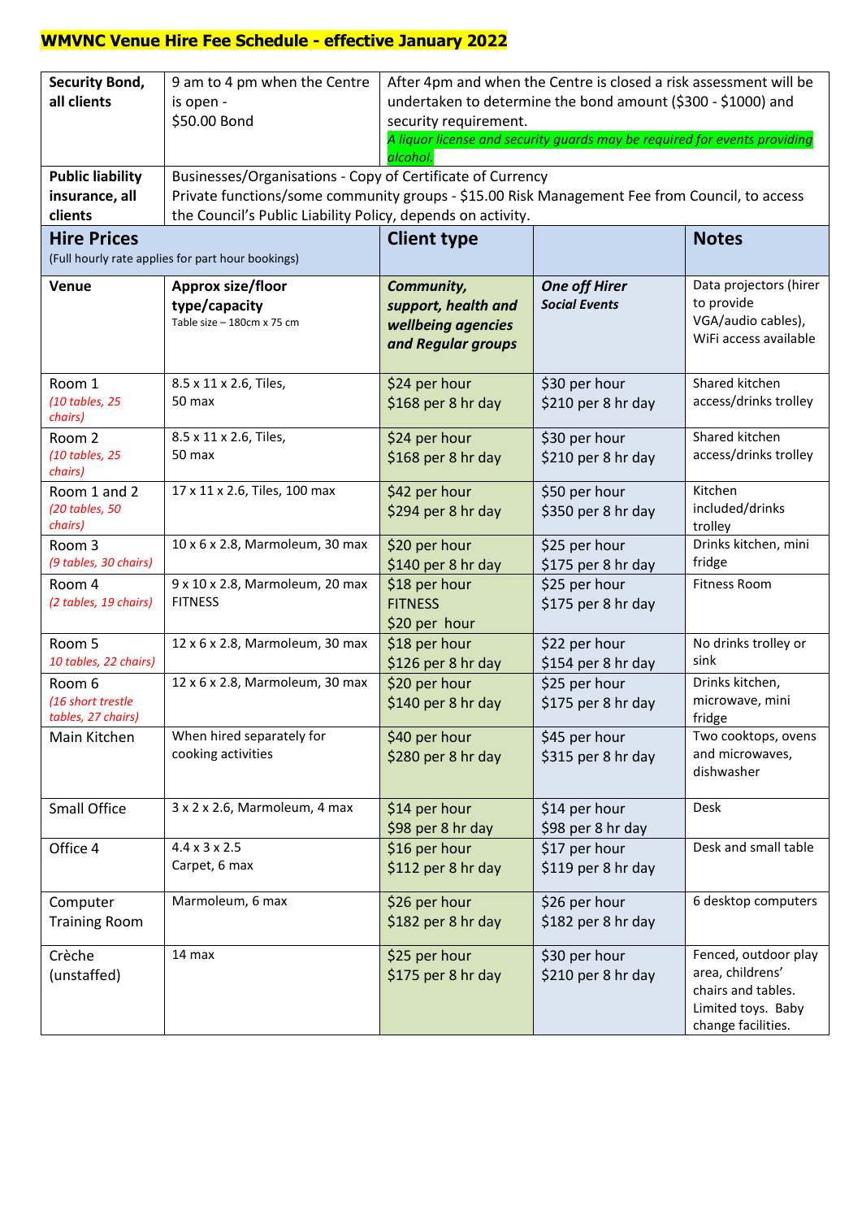# WMVNC Venue Hire Fee Schedule - effective January 2022

| Security Bond, all clients | 9 am to 4 pm when the Centre is open - $50.00 Bond | After 4pm and when the Centre is closed a risk assessment will be undertaken to determine the bond amount ($300 - $1000) and security requirement. *A liquor license and security guards may be required for events providing alcohol.* |
|---|---|---|
| **Public liability insurance, all clients** | Businesses/Organisations - Copy of Certificate of Currency<br>Private functions/some community groups - $15.00 Risk Management Fee from Council, to access the Council's Public Liability Policy, depends on activity. | |

| **Hire Prices** (Full hourly rate applies for part hour bookings) | | **Client type** | | **Notes** |
|---|---|---|---|---|
| **Venue** | **Approx size/floor type/capacity** Table size – 180cm x 75 cm | ***Community, support, health and wellbeing agencies and Regular groups*** | ***One off Hirer Social Events*** | Data projectors (hirer to provide VGA/audio cables), WiFi access available |
| Room 1 *(10 tables, 25 chairs)* | 8.5 x 11 x 2.6, Tiles, 50 max | $24 per hour<br>$168 per 8 hr day | $30 per hour<br>$210 per 8 hr day | Shared kitchen access/drinks trolley |
| Room 2 *(10 tables, 25 chairs)* | 8.5 x 11 x 2.6, Tiles, 50 max | $24 per hour<br>$168 per 8 hr day | $30 per hour<br>$210 per 8 hr day | Shared kitchen access/drinks trolley |
| Room 1 and 2 *(20 tables, 50 chairs)* | 17 x 11 x 2.6, Tiles, 100 max | $42 per hour<br>$294 per 8 hr day | $50 per hour<br>$350 per 8 hr day | Kitchen included/drinks trolley |
| Room 3 *(9 tables, 30 chairs)* | 10 x 6 x 2.8, Marmoleum, 30 max | $20 per hour<br>$140 per 8 hr day | $25 per hour<br>$175 per 8 hr day | Drinks kitchen, mini fridge |
| Room 4 *(2 tables, 19 chairs)* | 9 x 10 x 2.8, Marmoleum, 20 max FITNESS | $18 per hour<br>FITNESS<br>$20 per hour | $25 per hour<br>$175 per 8 hr day | Fitness Room |
| Room 5 *10 tables, 22 chairs)* | 12 x 6 x 2.8, Marmoleum, 30 max | $18 per hour<br>$126 per 8 hr day | $22 per hour<br>$154 per 8 hr day | No drinks trolley or sink |
| Room 6 *(16 short trestle tables, 27 chairs)* | 12 x 6 x 2.8, Marmoleum, 30 max | $20 per hour<br>$140 per 8 hr day | $25 per hour<br>$175 per 8 hr day | Drinks kitchen, microwave, mini fridge |
| Main Kitchen | When hired separately for cooking activities | $40 per hour<br>$280 per 8 hr day | $45 per hour<br>$315 per 8 hr day | Two cooktops, ovens and microwaves, dishwasher |
| Small Office | 3 x 2 x 2.6, Marmoleum, 4 max | $14 per hour<br>$98 per 8 hr day | $14 per hour<br>$98 per 8 hr day | Desk |
| Office 4 | 4.4 x 3 x 2.5<br>Carpet, 6 max | $16 per hour<br>$112 per 8 hr day | $17 per hour<br>$119 per 8 hr day | Desk and small table |
| Computer Training Room | Marmoleum, 6 max | $26 per hour<br>$182 per 8 hr day | $26 per hour<br>$182 per 8 hr day | 6 desktop computers |
| Crèche (unstaffed) | 14 max | $25 per hour<br>$175 per 8 hr day | $30 per hour<br>$210 per 8 hr day | Fenced, outdoor play area, childrens' chairs and tables. Limited toys. Baby change facilities. |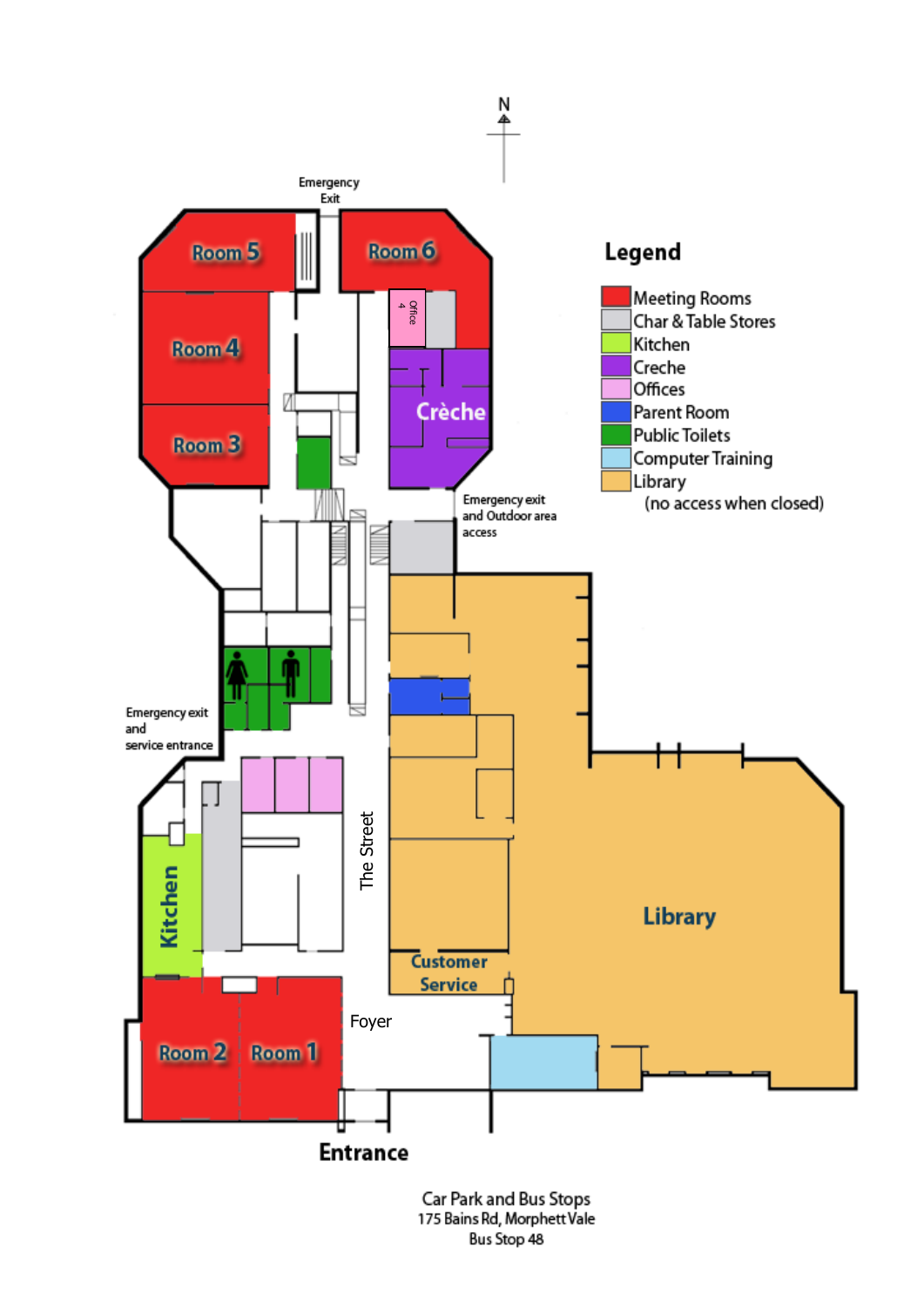N

Emergency Exit

Room 5

Room 6

Office 4

Room 4

Crèche

Room 3

Emergency exit and Outdoor area access

Emergency exit and service entrance

The Street

Kitchen

Library

Customer Service

Foyer

Room 2

Room 1

**Legend**

- Meeting Rooms
- Char & Table Stores
- Kitchen
- Creche
- Offices
- Parent Room
- Public Toilets
- Computer Training
- Library (no access when closed)

**Entrance**

Car Park and Bus Stops
175 Bains Rd, Morphett Vale
Bus Stop 48